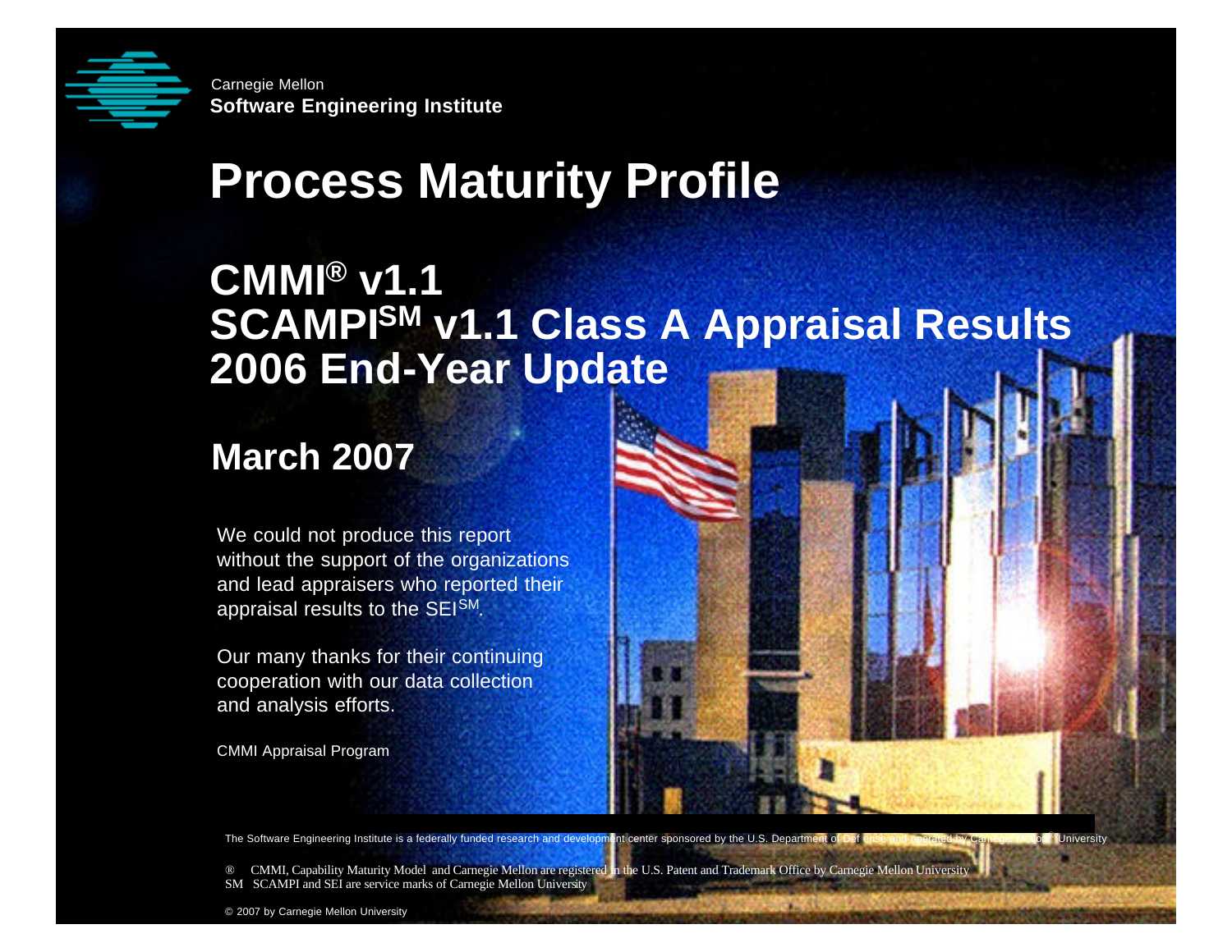Carnegie Mellon
**Software Engineering Institute**

# Process Maturity Profile

## CMMI® v1.1
## SCAMPI℠ v1.1 Class A Appraisal Results
## 2006 End-Year Update

## March 2007

We could not produce this report without the support of the organizations and lead appraisers who reported their appraisal results to the SEI℠.

Our many thanks for their continuing cooperation with our data collection and analysis efforts.

CMMI Appraisal Program

The Software Engineering Institute is a federally funded research and development center sponsored by the U.S. Department of Defense and operated by Carnegie Mellon University

® CMMI, Capability Maturity Model and Carnegie Mellon are registered in the U.S. Patent and Trademark Office by Carnegie Mellon University
SM SCAMPI and SEI are service marks of Carnegie Mellon University

© 2007 by Carnegie Mellon University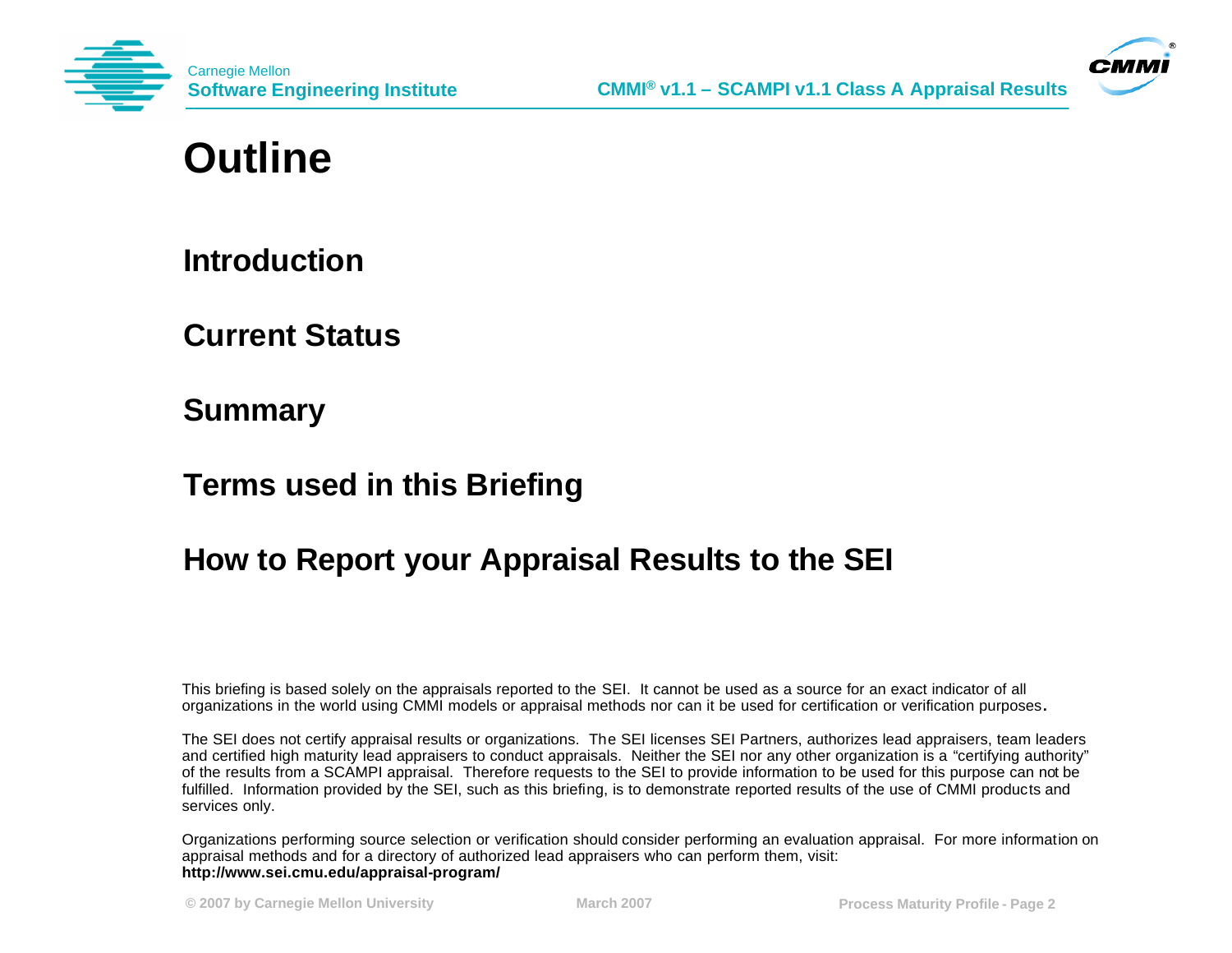# Outline

## Introduction

## Current Status

## Summary

## Terms used in this Briefing

## How to Report your Appraisal Results to the SEI

This briefing is based solely on the appraisals reported to the SEI. It cannot be used as a source for an exact indicator of all organizations in the world using CMMI models or appraisal methods nor can it be used for certification or verification purposes.

The SEI does not certify appraisal results or organizations. The SEI licenses SEI Partners, authorizes lead appraisers, team leaders and certified high maturity lead appraisers to conduct appraisals. Neither the SEI nor any other organization is a "certifying authority" of the results from a SCAMPI appraisal. Therefore requests to the SEI to provide information to be used for this purpose can not be fulfilled. Information provided by the SEI, such as this briefing, is to demonstrate reported results of the use of CMMI products and services only.

Organizations performing source selection or verification should consider performing an evaluation appraisal. For more information on appraisal methods and for a directory of authorized lead appraisers who can perform them, visit:
**http://www.sei.cmu.edu/appraisal-program/**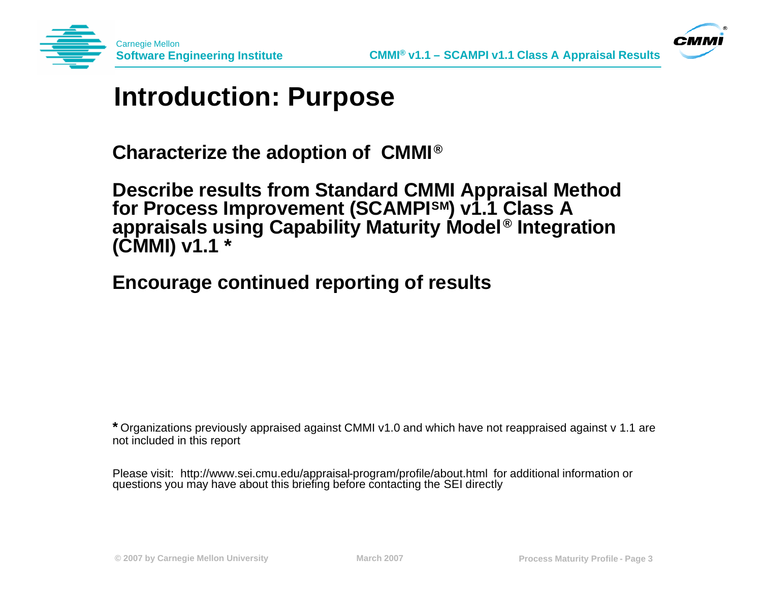# Introduction: Purpose

**Characterize the adoption of CMMI®**

**Describe results from Standard CMMI Appraisal Method for Process Improvement (SCAMPI℠) v1.1 Class A appraisals using Capability Maturity Model® Integration (CMMI) v1.1 ***

**Encourage continued reporting of results**

**\*** Organizations previously appraised against CMMI v1.0 and which have not reappraised against v 1.1 are not included in this report

Please visit: http://www.sei.cmu.edu/appraisal-program/profile/about.html for additional information or questions you may have about this briefing before contacting the SEI directly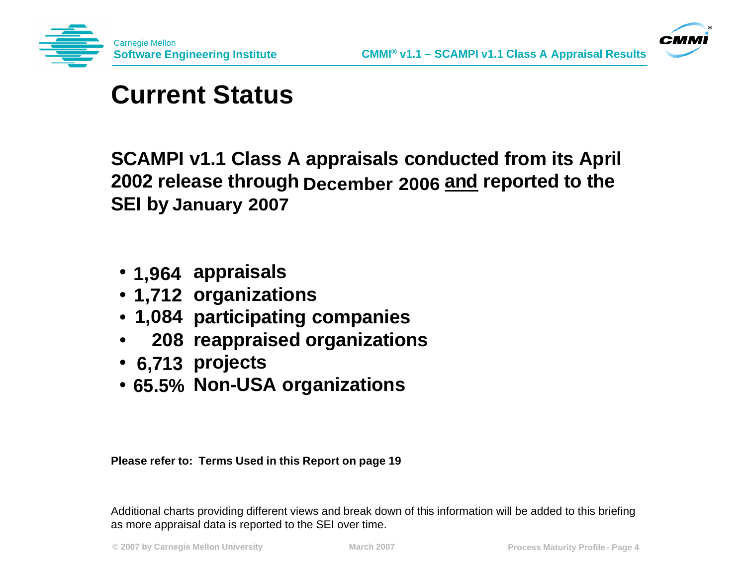# Current Status

**SCAMPI v1.1 Class A appraisals conducted from its April 2002 release through December 2006 and reported to the SEI by January 2007**

- **1,964 appraisals**
- **1,712 organizations**
- **1,084 participating companies**
- **208 reappraised organizations**
- **6,713 projects**
- **65.5% Non-USA organizations**

**Please refer to: Terms Used in this Report on page 19**

Additional charts providing different views and break down of this information will be added to this briefing as more appraisal data is reported to the SEI over time.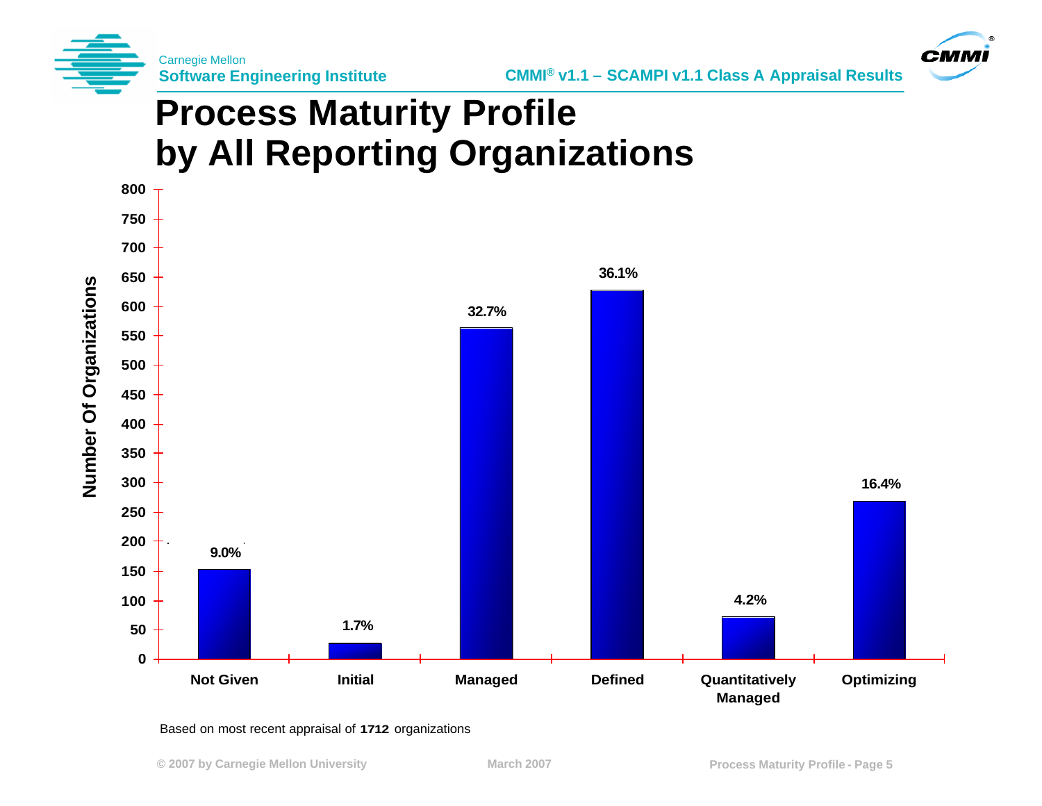# Process Maturity Profile by All Reporting Organizations

| Maturity Level | Percentage |
| --- | --- |
| Not Given | 9.0% |
| Initial | 1.7% |
| Managed | 32.7% |
| Defined | 36.1% |
| Quantitatively Managed | 4.2% |
| Optimizing | 16.4% |

Number Of Organizations

Based on most recent appraisal of **1712** organizations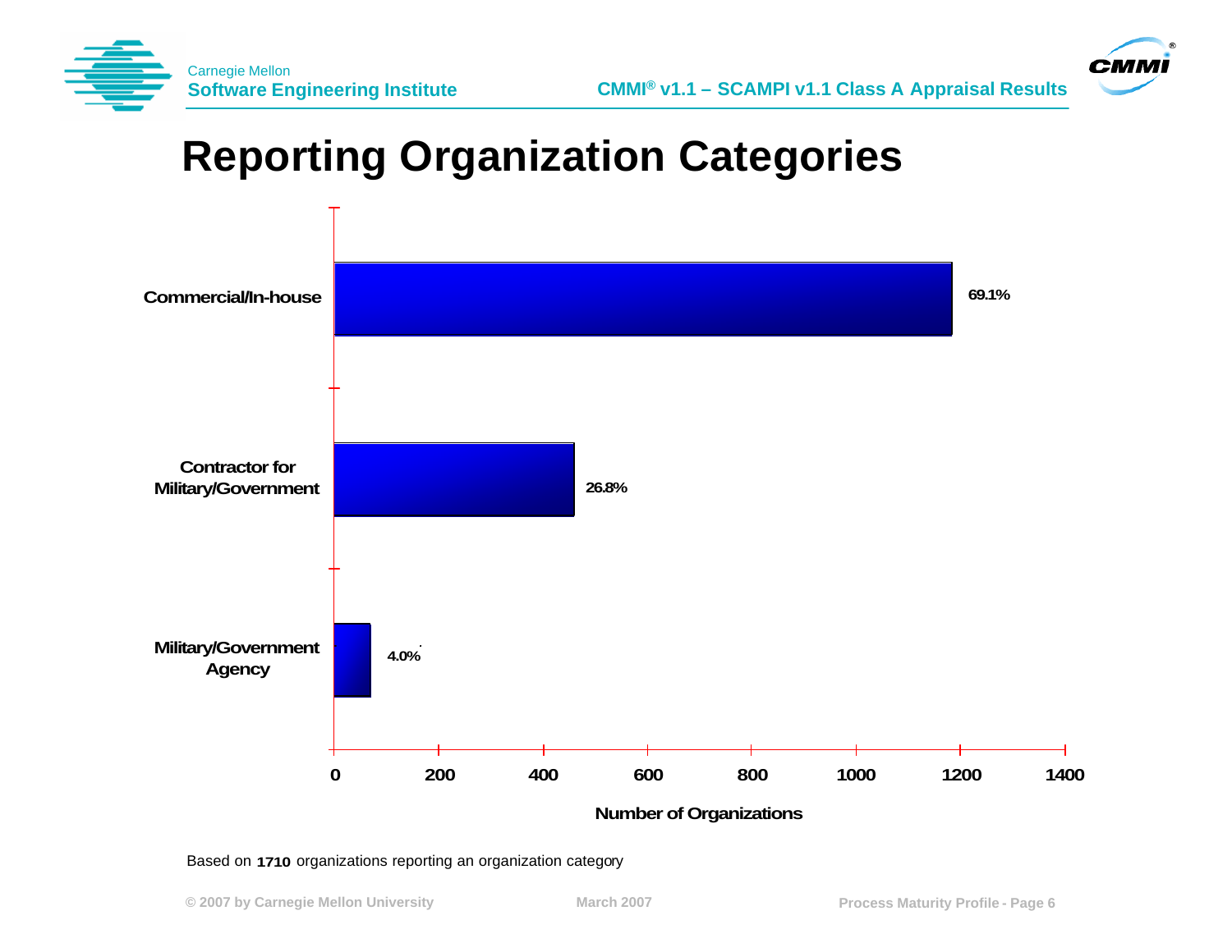# Reporting Organization Categories

| Category | Percentage |
| --- | --- |
| Commercial/In-house | 69.1% |
| Contractor for Military/Government | 26.8% |
| Military/Government Agency | 4.0% |

Number of Organizations

Based on **1710** organizations reporting an organization category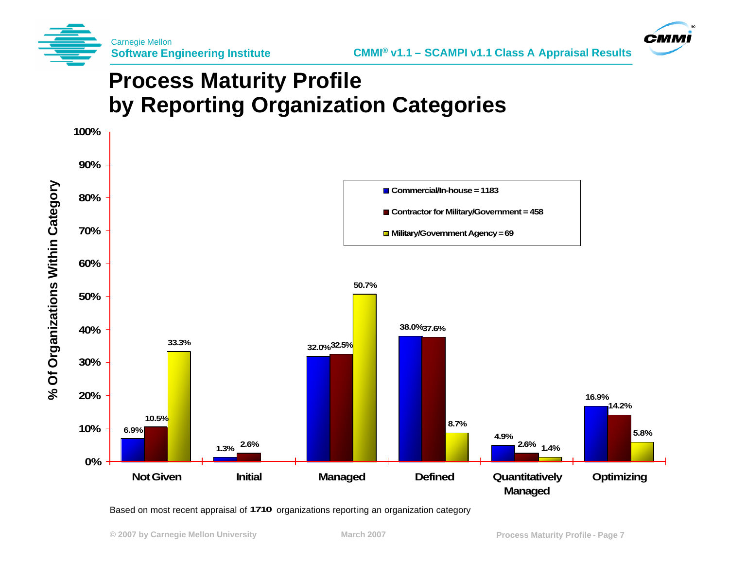# Process Maturity Profile by Reporting Organization Categories

| Maturity Level | Commercial/In-house = 1183 | Contractor for Military/Government = 458 | Military/Government Agency = 69 |
|---|---|---|---|
| Not Given | 6.9% | 10.5% | 33.3% |
| Initial | 1.3% | 2.6% | |
| Managed | 32.0% | 32.5% | 50.7% |
| Defined | 38.0% | 37.6% | 8.7% |
| Quantitatively Managed | 4.9% | 2.6% | 1.4% |
| Optimizing | 16.9% | 14.2% | 5.8% |

Y-axis: % Of Organizations Within Category

Based on most recent appraisal of 1710 organizations reporting an organization category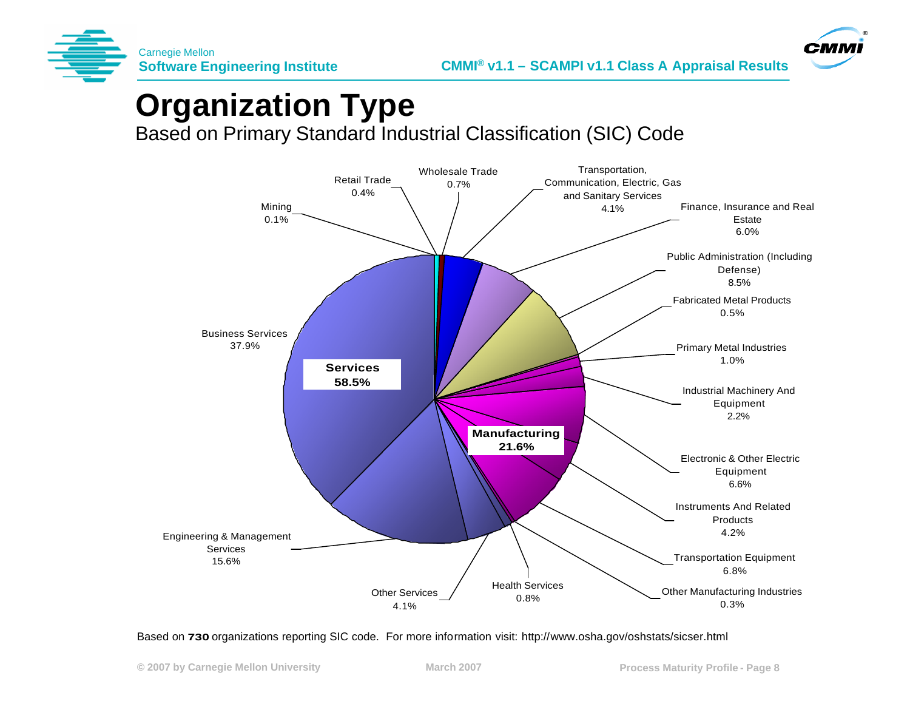# Organization Type

Based on Primary Standard Industrial Classification (SIC) Code

| Category | Organization Type | Percentage |
|---|---|---|
| Services 58.5% | Business Services | 37.9% |
| | Engineering & Management Services | 15.6% |
| | Other Services | 4.1% |
| | Health Services | 0.8% |
| Manufacturing 21.6% | Electronic & Other Electric Equipment | 6.6% |
| | Transportation Equipment | 6.8% |
| | Instruments And Related Products | 4.2% |
| | Industrial Machinery And Equipment | 2.2% |
| | Primary Metal Industries | 1.0% |
| | Fabricated Metal Products | 0.5% |
| | Other Manufacturing Industries | 0.3% |
| | Public Administration (Including Defense) | 8.5% |
| | Finance, Insurance and Real Estate | 6.0% |
| | Transportation, Communication, Electric, Gas and Sanitary Services | 4.1% |
| | Wholesale Trade | 0.7% |
| | Retail Trade | 0.4% |
| | Mining | 0.1% |

Based on **730** organizations reporting SIC code. For more information visit: http://www.osha.gov/oshstats/sicser.html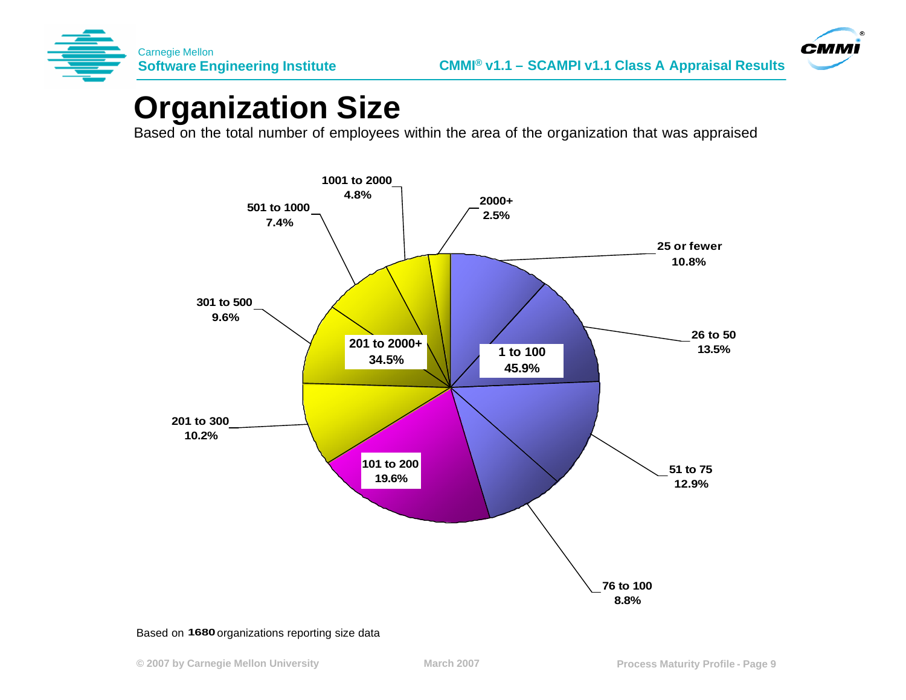# Organization Size

Based on the total number of employees within the area of the organization that was appraised

| Organization Size | Percentage |
|---|---|
| 25 or fewer | 10.8% |
| 26 to 50 | 13.5% |
| 51 to 75 | 12.9% |
| 76 to 100 | 8.8% |
| **1 to 100** | **45.9%** |
| 101 to 200 | 19.6% |
| 201 to 300 | 10.2% |
| 301 to 500 | 9.6% |
| 501 to 1000 | 7.4% |
| 1001 to 2000 | 4.8% |
| 2000+ | 2.5% |
| **201 to 2000+** | **34.5%** |

Based on **1680** organizations reporting size data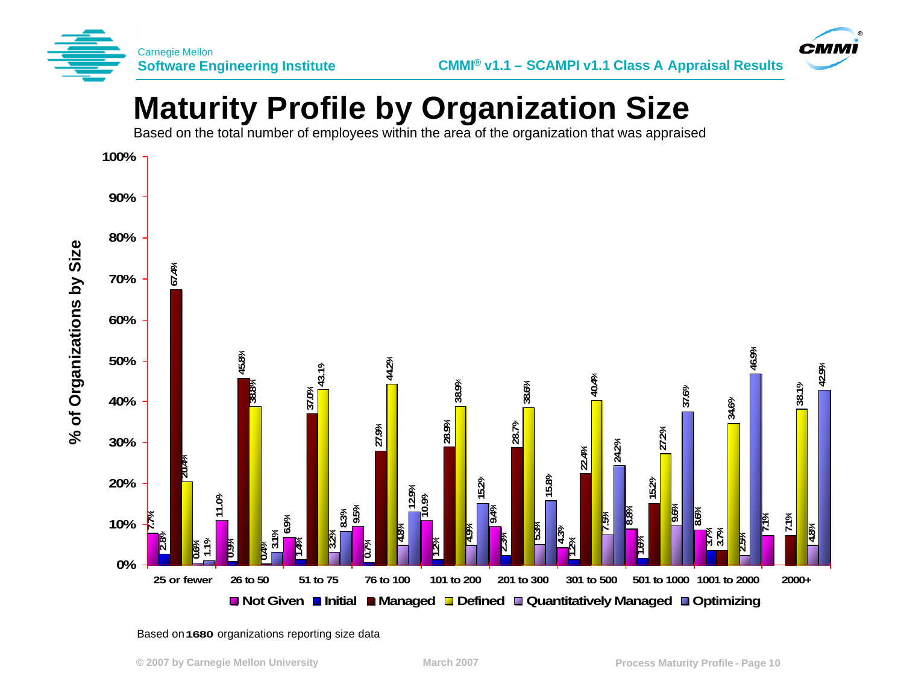# Maturity Profile by Organization Size

Based on the total number of employees within the area of the organization that was appraised

| Organization Size | Not Given | Initial | Managed | Defined | Quantitatively Managed | Optimizing |
|---|---|---|---|---|---|---|
| 25 or fewer | 7.7% | 2.8% | 67.4% | 20.4% | 0.6% | 1.1% |
| 26 to 50 | 11.0% | 0.9% | 45.8% | 38.8% | 0.4% | 3.1% |
| 51 to 75 | 6.9% | 1.4% | 37.0% | 43.1% | 3.2% | 8.3% |
| 76 to 100 | 9.5% | 0.7% | 27.9% | 44.2% | 4.8% | 12.9% |
| 101 to 200 | 10.9% | 1.2% | 28.9% | 38.9% | 4.9% | 15.2% |
| 201 to 300 | 9.4% | 2.3% | 28.7% | 38.6% | 5.3% | 15.8% |
| 301 to 500 | 4.3% | 1.2% | 22.4% | 40.4% | 7.5% | 24.2% |
| 501 to 1000 | 8.8% | 1.6% | 15.2% | 27.2% | 9.6% | 37.6% |
| 1001 to 2000 | 8.6% | 3.7% | 3.7% | 34.6% | 2.5% | 46.9% |
| 2000+ | 7.1% | | 7.1% | 38.1% | 4.8% | 42.9% |

Y-axis: % of Organizations by Size

Based on **1680** organizations reporting size data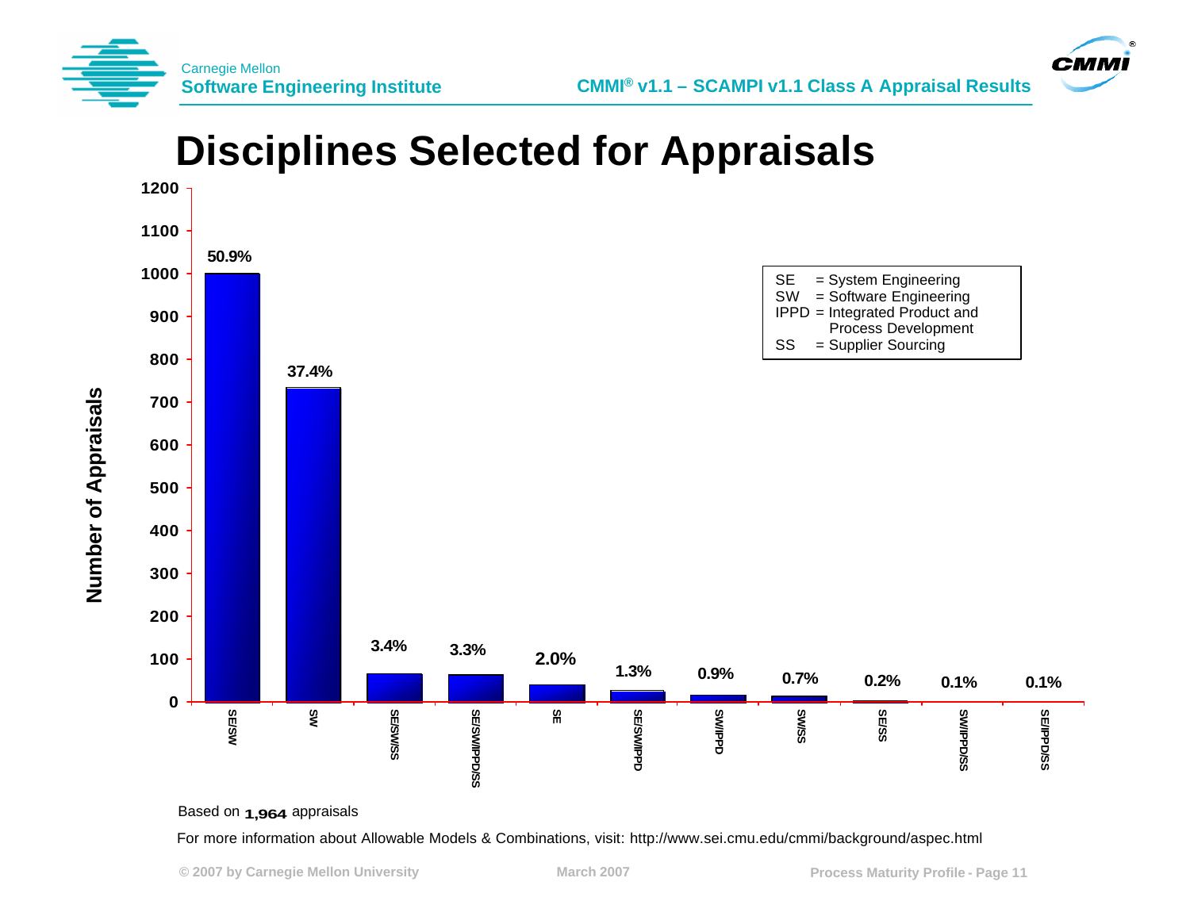# Disciplines Selected for Appraisals

| Discipline | Percentage |
|---|---|
| SE/SW | 50.9% |
| SW | 37.4% |
| SE/SW/SS | 3.4% |
| SE/SW/IPPD/SS | 3.3% |
| SE | 2.0% |
| SE/SW/IPPD | 1.3% |
| SW/IPPD | 0.9% |
| SW/SS | 0.7% |
| SE/SS | 0.2% |
| SW/IPPD/SS | 0.1% |
| SE/IPPD/SS | 0.1% |

Y-axis: Number of Appraisals (0–1200)

SE = System Engineering
SW = Software Engineering
IPPD = Integrated Product and Process Development
SS = Supplier Sourcing

Based on **1,964** appraisals

For more information about Allowable Models & Combinations, visit: http://www.sei.cmu.edu/cmmi/background/aspec.html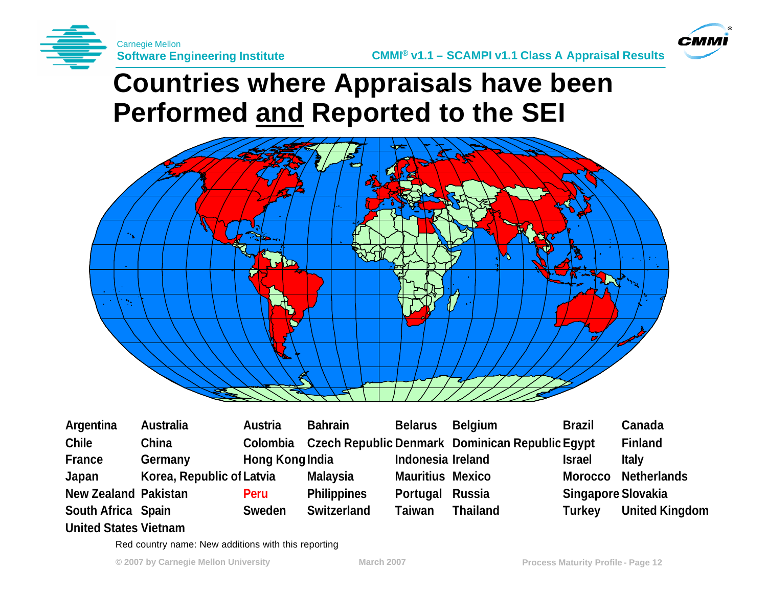# Countries where Appraisals have been Performed and Reported to the SEI

| | | | | | | | |
|---|---|---|---|---|---|---|---|
| Argentina | Australia | Austria | Bahrain | Belarus | Belgium | Brazil | Canada |
| Chile | China | Colombia | Czech Republic | Denmark | Dominican Republic | Egypt | Finland |
| France | Germany | Hong Kong | India | Indonesia | Ireland | Israel | Italy |
| Japan | Korea, Republic of | Latvia | Malaysia | Mauritius | Mexico | Morocco | Netherlands |
| New Zealand | Pakistan | Peru | Philippines | Portugal | Russia | Singapore | Slovakia |
| South Africa | Spain | Sweden | Switzerland | Taiwan | Thailand | Turkey | United Kingdom |
| United States | Vietnam | | | | | | |

Red country name: New additions with this reporting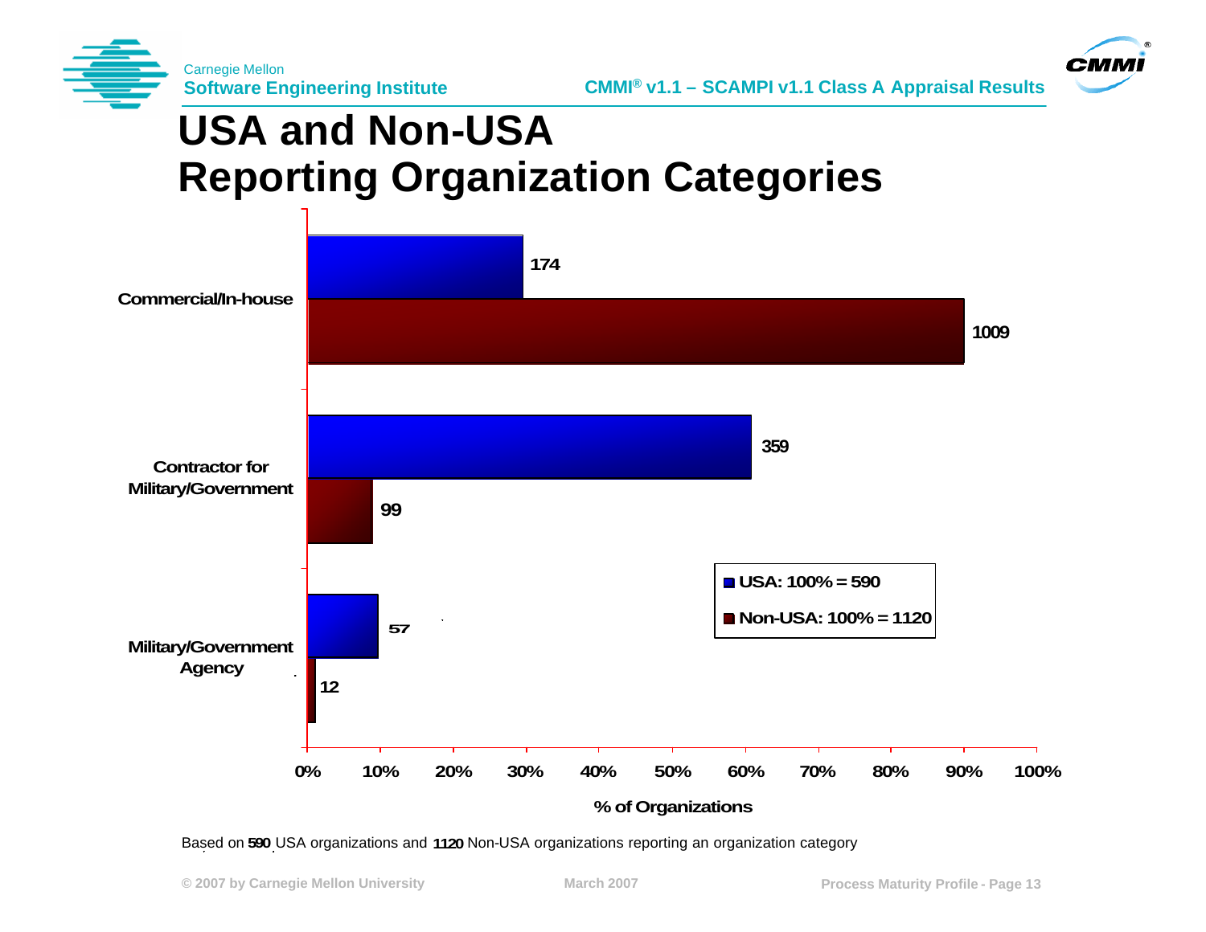# USA and Non-USA Reporting Organization Categories

| Category | USA: 100% = 590 | Non-USA: 100% = 1120 |
|---|---|---|
| Commercial/In-house | 174 | 1009 |
| Contractor for Military/Government | 359 | 99 |
| Military/Government Agency | 57 | 12 |

% of Organizations

Based on 590 USA organizations and 1120 Non-USA organizations reporting an organization category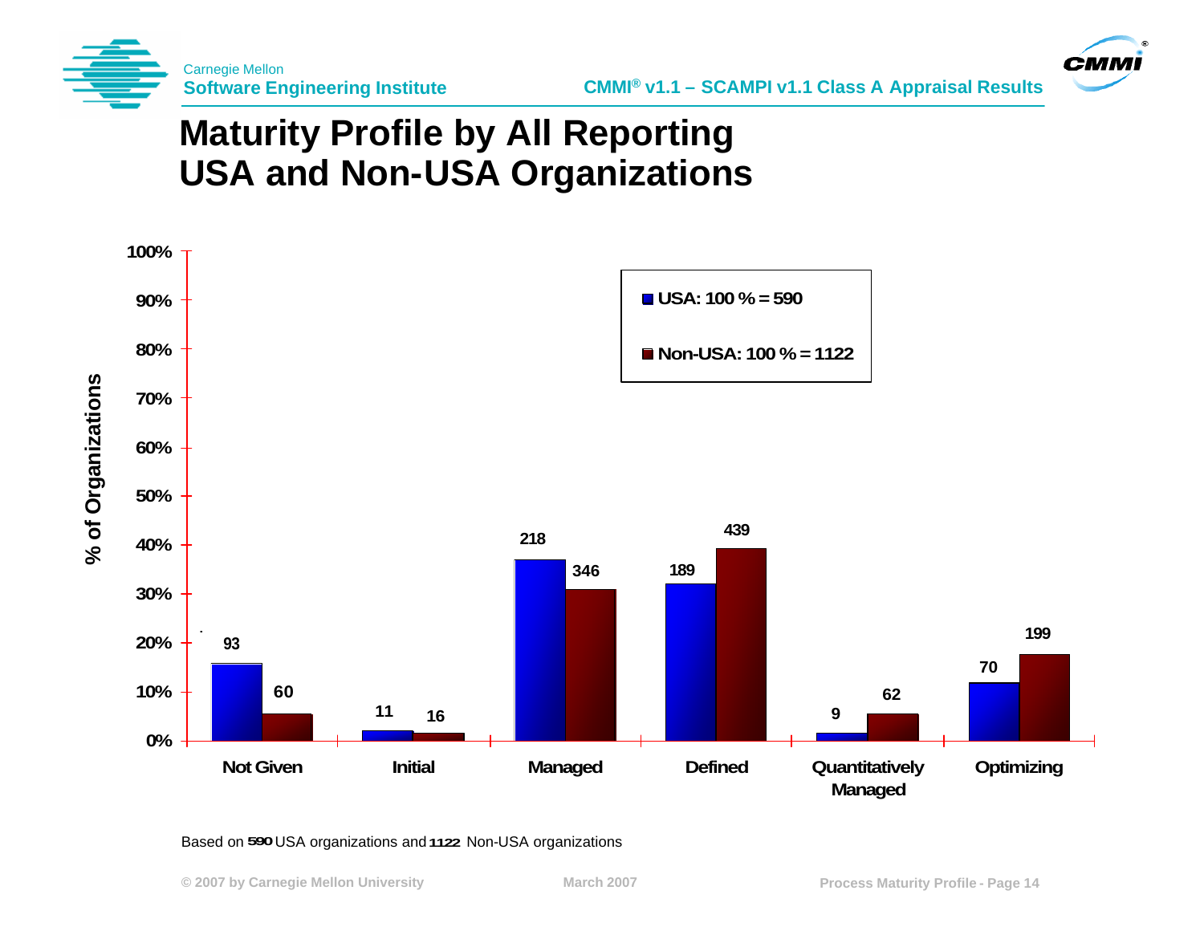# Maturity Profile by All Reporting USA and Non-USA Organizations

| Maturity Level | USA: 100 % = 590 | Non-USA: 100 % = 1122 |
|---|---|---|
| Not Given | 93 | 60 |
| Initial | 11 | 16 |
| Managed | 218 | 346 |
| Defined | 189 | 439 |
| Quantitatively Managed | 9 | 62 |
| Optimizing | 70 | 199 |

Based on 590 USA organizations and 1122 Non-USA organizations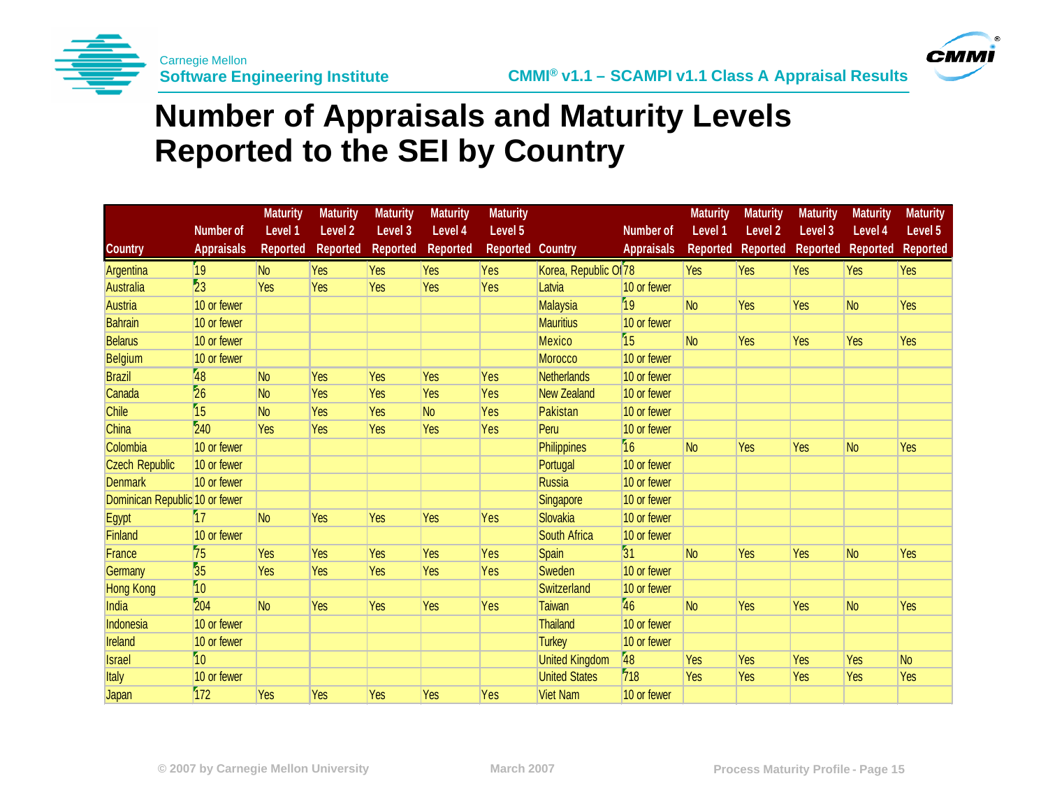# Number of Appraisals and Maturity Levels Reported to the SEI by Country

| Country | Number of Appraisals | Maturity Level 1 Reported | Maturity Level 2 Reported | Maturity Level 3 Reported | Maturity Level 4 Reported | Maturity Level 5 Reported | Country | Number of Appraisals | Maturity Level 1 Reported | Maturity Level 2 Reported | Maturity Level 3 Reported | Maturity Level 4 Reported | Maturity Level 5 Reported |
|---|---|---|---|---|---|---|---|---|---|---|---|---|---|
| Argentina | 19 | No | Yes | Yes | Yes | Yes | Korea, Republic Of | 78 | Yes | Yes | Yes | Yes | Yes |
| Australia | 23 | Yes | Yes | Yes | Yes | Yes | Latvia | 10 or fewer | | | | | |
| Austria | 10 or fewer | | | | | | Malaysia | 19 | No | Yes | Yes | No | Yes |
| Bahrain | 10 or fewer | | | | | | Mauritius | 10 or fewer | | | | | |
| Belarus | 10 or fewer | | | | | | Mexico | 15 | No | Yes | Yes | Yes | Yes |
| Belgium | 10 or fewer | | | | | | Morocco | 10 or fewer | | | | | |
| Brazil | 48 | No | Yes | Yes | Yes | Yes | Netherlands | 10 or fewer | | | | | |
| Canada | 26 | No | Yes | Yes | Yes | Yes | New Zealand | 10 or fewer | | | | | |
| Chile | 15 | No | Yes | Yes | No | Yes | Pakistan | 10 or fewer | | | | | |
| China | 240 | Yes | Yes | Yes | Yes | Yes | Peru | 10 or fewer | | | | | |
| Colombia | 10 or fewer | | | | | | Philippines | 16 | No | Yes | Yes | No | Yes |
| Czech Republic | 10 or fewer | | | | | | Portugal | 10 or fewer | | | | | |
| Denmark | 10 or fewer | | | | | | Russia | 10 or fewer | | | | | |
| Dominican Republic | 10 or fewer | | | | | | Singapore | 10 or fewer | | | | | |
| Egypt | 17 | No | Yes | Yes | Yes | Yes | Slovakia | 10 or fewer | | | | | |
| Finland | 10 or fewer | | | | | | South Africa | 10 or fewer | | | | | |
| France | 75 | Yes | Yes | Yes | Yes | Yes | Spain | 31 | No | Yes | Yes | No | Yes |
| Germany | 35 | Yes | Yes | Yes | Yes | Yes | Sweden | 10 or fewer | | | | | |
| Hong Kong | 10 | | | | | | Switzerland | 10 or fewer | | | | | |
| India | 204 | No | Yes | Yes | Yes | Yes | Taiwan | 46 | No | Yes | Yes | No | Yes |
| Indonesia | 10 or fewer | | | | | | Thailand | 10 or fewer | | | | | |
| Ireland | 10 or fewer | | | | | | Turkey | 10 or fewer | | | | | |
| Israel | 10 | | | | | | United Kingdom | 48 | Yes | Yes | Yes | Yes | No |
| Italy | 10 or fewer | | | | | | United States | 718 | Yes | Yes | Yes | Yes | Yes |
| Japan | 172 | Yes | Yes | Yes | Yes | Yes | Viet Nam | 10 or fewer | | | | | |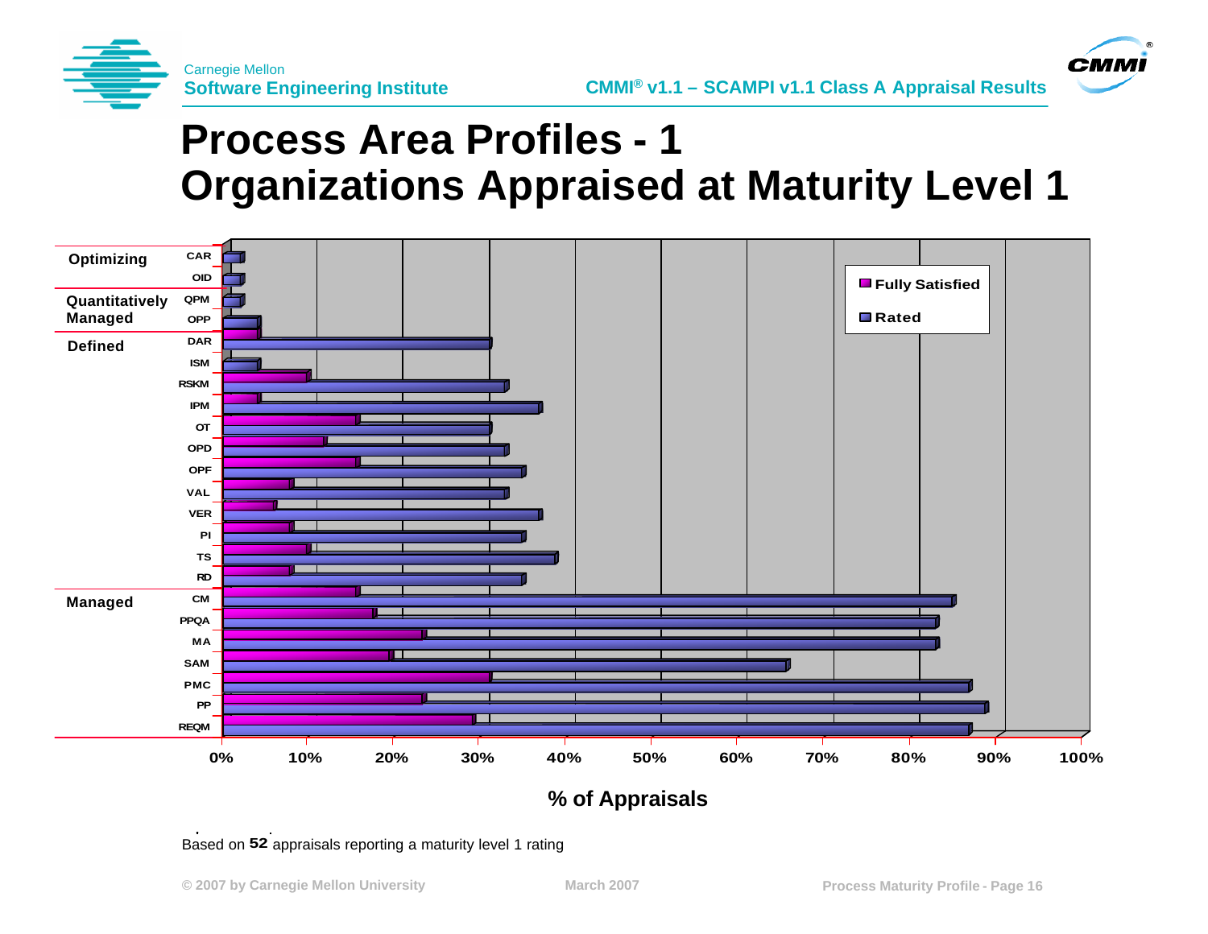# Process Area Profiles - 1
# Organizations Appraised at Maturity Level 1

| Maturity Level | Process Area |
|---|---|
| Optimizing | CAR |
| | OID |
| Quantitatively Managed | QPM |
| | OPP |
| Defined | DAR |
| | ISM |
| | RSKM |
| | IPM |
| | OT |
| | OPD |
| | OPF |
| | VAL |
| | VER |
| | PI |
| | TS |
| | RD |
| Managed | CM |
| | PPQA |
| | MA |
| | SAM |
| | PMC |
| | PP |
| | REQM |

Legend: Fully Satisfied, Rated

Axis: 0%, 10%, 20%, 30%, 40%, 50%, 60%, 70%, 80%, 90%, 100%

**% of Appraisals**

Based on **52** appraisals reporting a maturity level 1 rating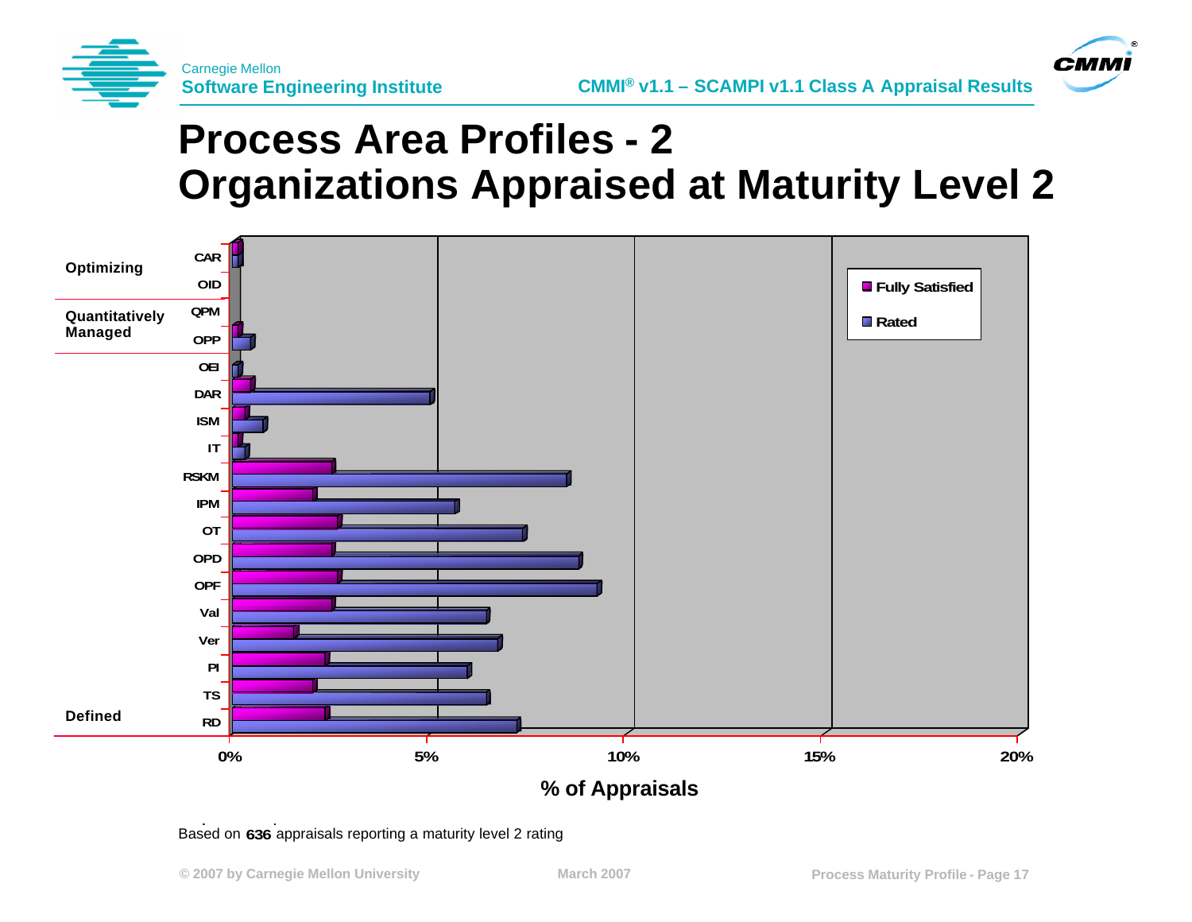# Process Area Profiles - 2
# Organizations Appraised at Maturity Level 2

Optimizing: CAR, OID

Quantitatively Managed: QPM, OPP

Defined: OEI, DAR, ISM, IT, RSKM, IPM, OT, OPD, OPF, Val, Ver, PI, TS, RD

Legend: Fully Satisfied, Rated

0% 5% 10% 15% 20%

% of Appraisals

Based on **636** appraisals reporting a maturity level 2 rating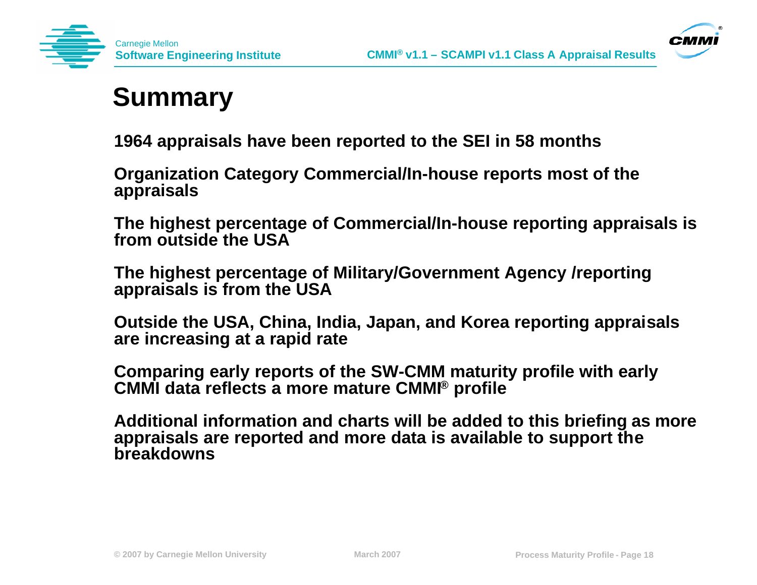# Summary

1964 appraisals have been reported to the SEI in 58 months

Organization Category Commercial/In-house reports most of the appraisals

The highest percentage of Commercial/In-house reporting appraisals is from outside the USA

The highest percentage of Military/Government Agency /reporting appraisals is from the USA

Outside the USA, China, India, Japan, and Korea reporting appraisals are increasing at a rapid rate

Comparing early reports of the SW-CMM maturity profile with early CMMI data reflects a more mature CMMI® profile

Additional information and charts will be added to this briefing as more appraisals are reported and more data is available to support the breakdowns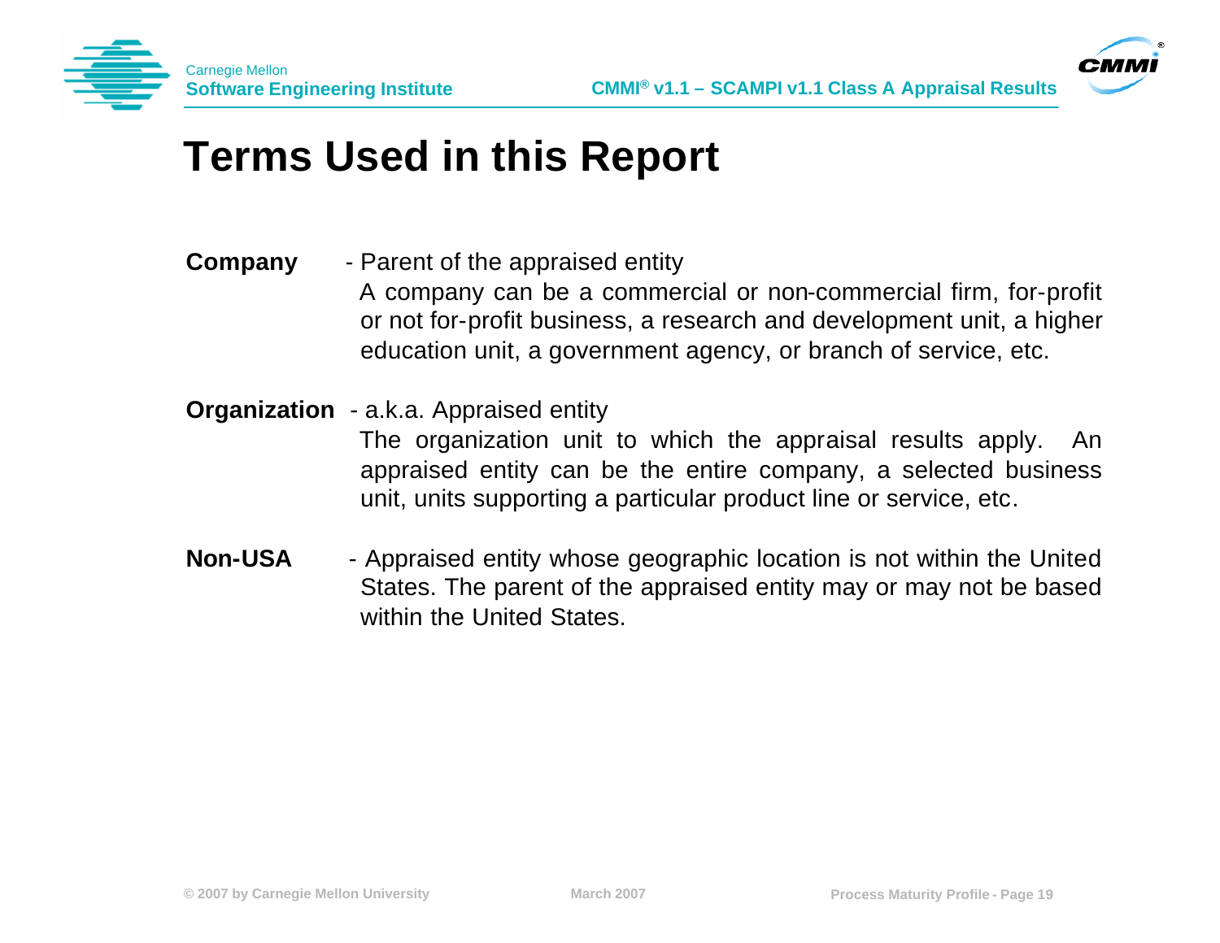# Terms Used in this Report

**Company** - Parent of the appraised entity

A company can be a commercial or non-commercial firm, for-profit or not for-profit business, a research and development unit, a higher education unit, a government agency, or branch of service, etc.

**Organization** - a.k.a. Appraised entity

The organization unit to which the appraisal results apply. An appraised entity can be the entire company, a selected business unit, units supporting a particular product line or service, etc.

**Non-USA** - Appraised entity whose geographic location is not within the United States. The parent of the appraised entity may or may not be based within the United States.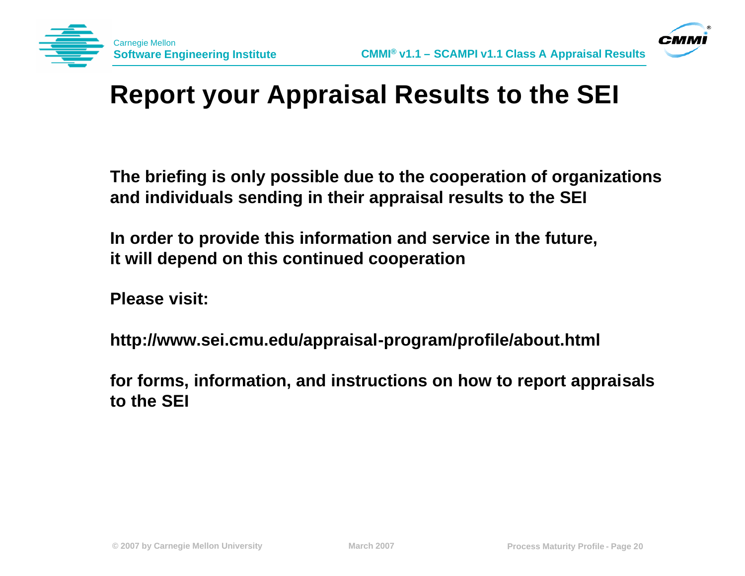# Report your Appraisal Results to the SEI

**The briefing is only possible due to the cooperation of organizations and individuals sending in their appraisal results to the SEI**

**In order to provide this information and service in the future, it will depend on this continued cooperation**

**Please visit:**

**http://www.sei.cmu.edu/appraisal-program/profile/about.html**

**for forms, information, and instructions on how to report appraisals to the SEI**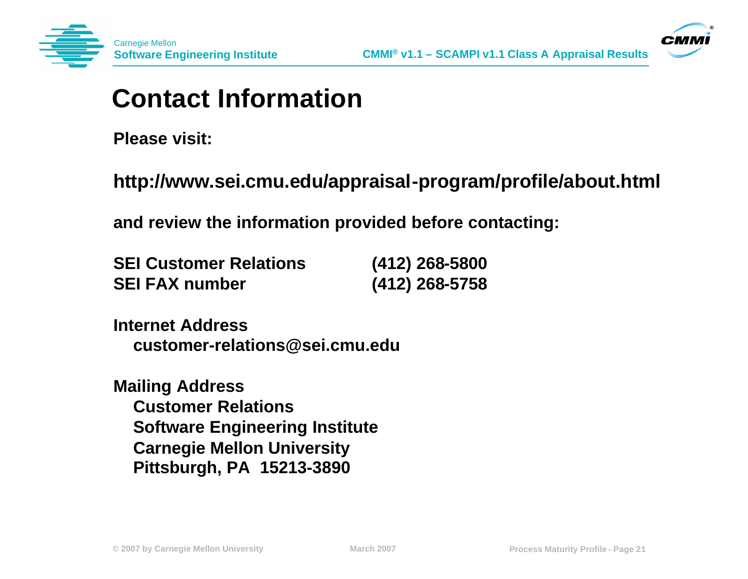# Contact Information

**Please visit:**

**http://www.sei.cmu.edu/appraisal-program/profile/about.html**

**and review the information provided before contacting:**

| | |
|---|---|
| **SEI Customer Relations** | **(412) 268-5800** |
| **SEI FAX number** | **(412) 268-5758** |

**Internet Address**
**customer-relations@sei.cmu.edu**

**Mailing Address**
**Customer Relations**
**Software Engineering Institute**
**Carnegie Mellon University**
**Pittsburgh, PA  15213-3890**